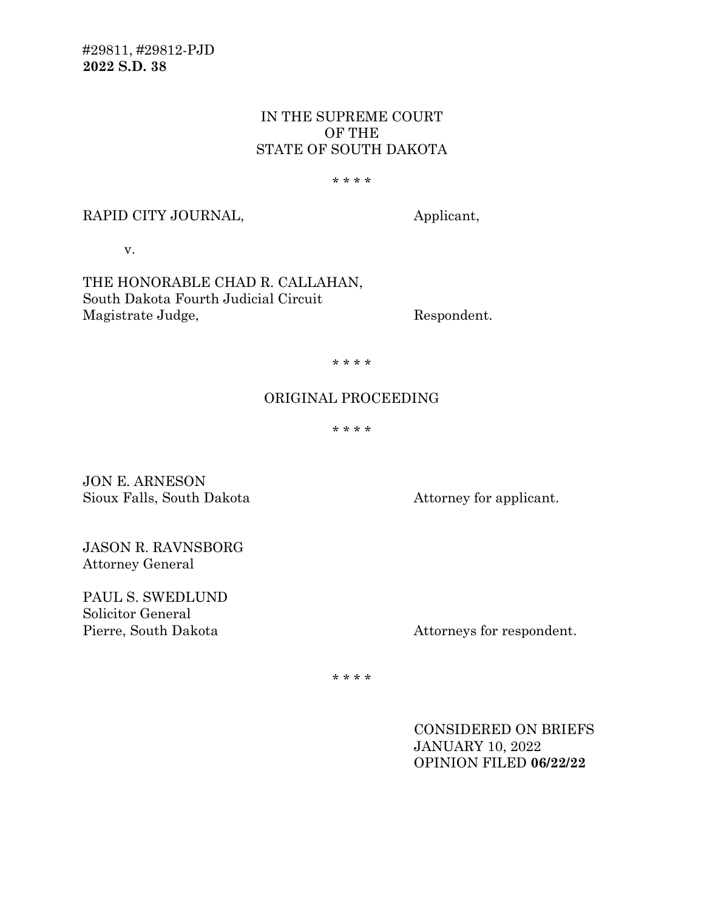#29811, #29812-PJD
**2022 S.D. 38**

IN THE SUPREME COURT
OF THE
STATE OF SOUTH DAKOTA

* * * *

RAPID CITY JOURNAL, Applicant,

v.

THE HONORABLE CHAD R. CALLAHAN,
South Dakota Fourth Judicial Circuit
Magistrate Judge, Respondent.

* * * *

ORIGINAL PROCEEDING

* * * *

JON E. ARNESON
Sioux Falls, South Dakota Attorney for applicant.

JASON R. RAVNSBORG
Attorney General

PAUL S. SWEDLUND
Solicitor General
Pierre, South Dakota Attorneys for respondent.

* * * *

CONSIDERED ON BRIEFS
JANUARY 10, 2022
OPINION FILED **06/22/22**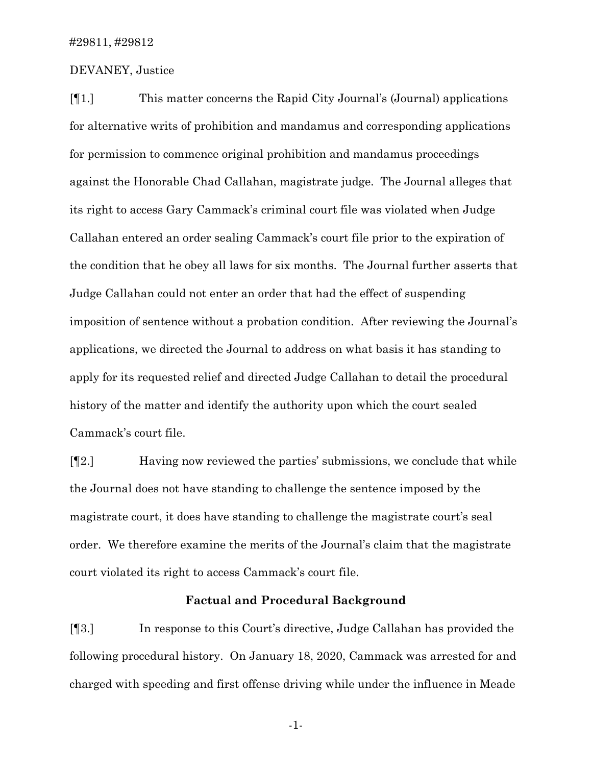#29811, #29812

DEVANEY, Justice

[¶1.] This matter concerns the Rapid City Journal's (Journal) applications for alternative writs of prohibition and mandamus and corresponding applications for permission to commence original prohibition and mandamus proceedings against the Honorable Chad Callahan, magistrate judge. The Journal alleges that its right to access Gary Cammack's criminal court file was violated when Judge Callahan entered an order sealing Cammack's court file prior to the expiration of the condition that he obey all laws for six months. The Journal further asserts that Judge Callahan could not enter an order that had the effect of suspending imposition of sentence without a probation condition. After reviewing the Journal's applications, we directed the Journal to address on what basis it has standing to apply for its requested relief and directed Judge Callahan to detail the procedural history of the matter and identify the authority upon which the court sealed Cammack's court file.

[¶2.] Having now reviewed the parties' submissions, we conclude that while the Journal does not have standing to challenge the sentence imposed by the magistrate court, it does have standing to challenge the magistrate court's seal order. We therefore examine the merits of the Journal's claim that the magistrate court violated its right to access Cammack's court file.

## Factual and Procedural Background

[¶3.] In response to this Court's directive, Judge Callahan has provided the following procedural history. On January 18, 2020, Cammack was arrested for and charged with speeding and first offense driving while under the influence in Meade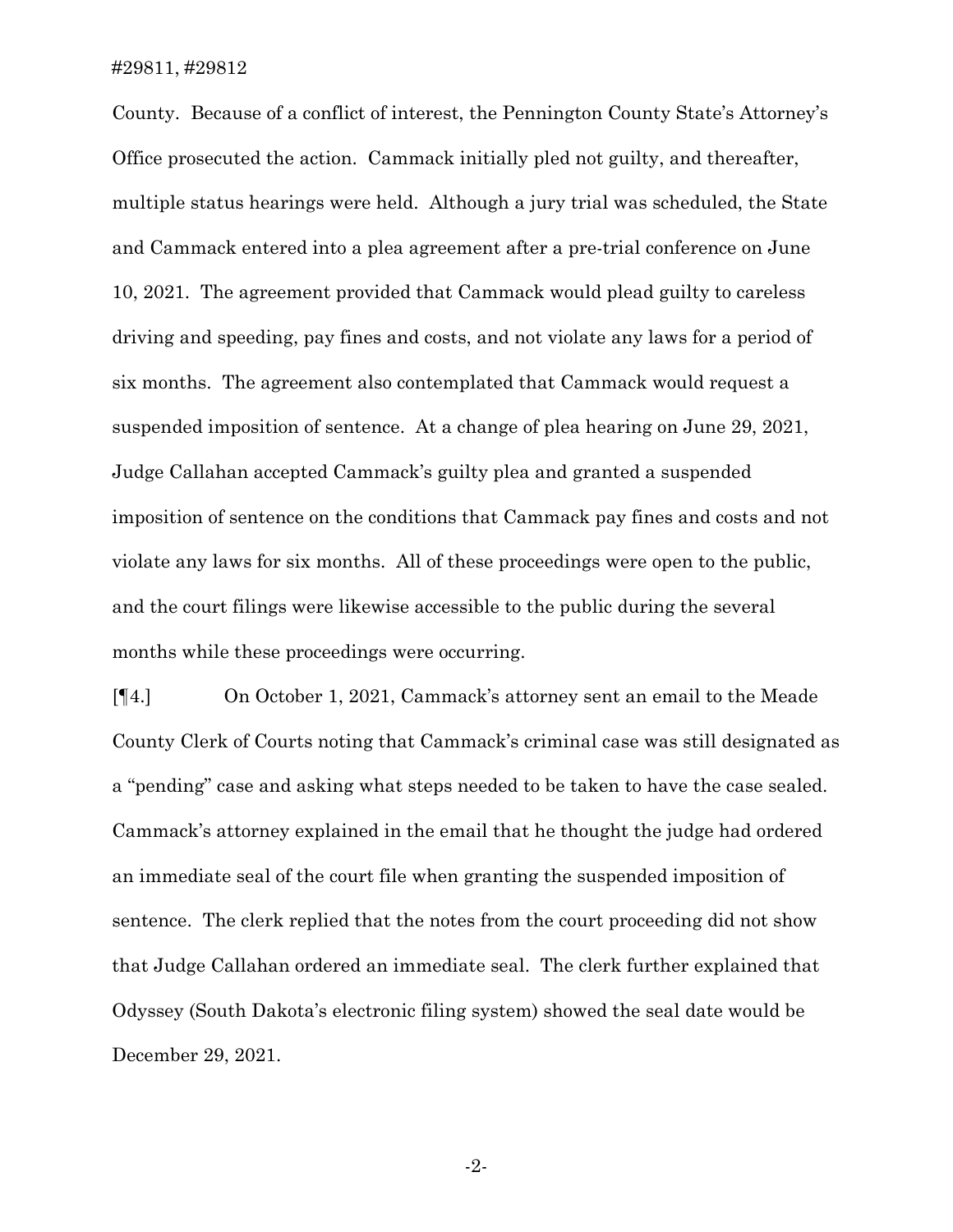County. Because of a conflict of interest, the Pennington County State's Attorney's Office prosecuted the action. Cammack initially pled not guilty, and thereafter, multiple status hearings were held. Although a jury trial was scheduled, the State and Cammack entered into a plea agreement after a pre-trial conference on June 10, 2021. The agreement provided that Cammack would plead guilty to careless driving and speeding, pay fines and costs, and not violate any laws for a period of six months. The agreement also contemplated that Cammack would request a suspended imposition of sentence. At a change of plea hearing on June 29, 2021, Judge Callahan accepted Cammack's guilty plea and granted a suspended imposition of sentence on the conditions that Cammack pay fines and costs and not violate any laws for six months. All of these proceedings were open to the public, and the court filings were likewise accessible to the public during the several months while these proceedings were occurring.

[¶4.] On October 1, 2021, Cammack's attorney sent an email to the Meade County Clerk of Courts noting that Cammack's criminal case was still designated as a "pending" case and asking what steps needed to be taken to have the case sealed. Cammack's attorney explained in the email that he thought the judge had ordered an immediate seal of the court file when granting the suspended imposition of sentence. The clerk replied that the notes from the court proceeding did not show that Judge Callahan ordered an immediate seal. The clerk further explained that Odyssey (South Dakota's electronic filing system) showed the seal date would be December 29, 2021.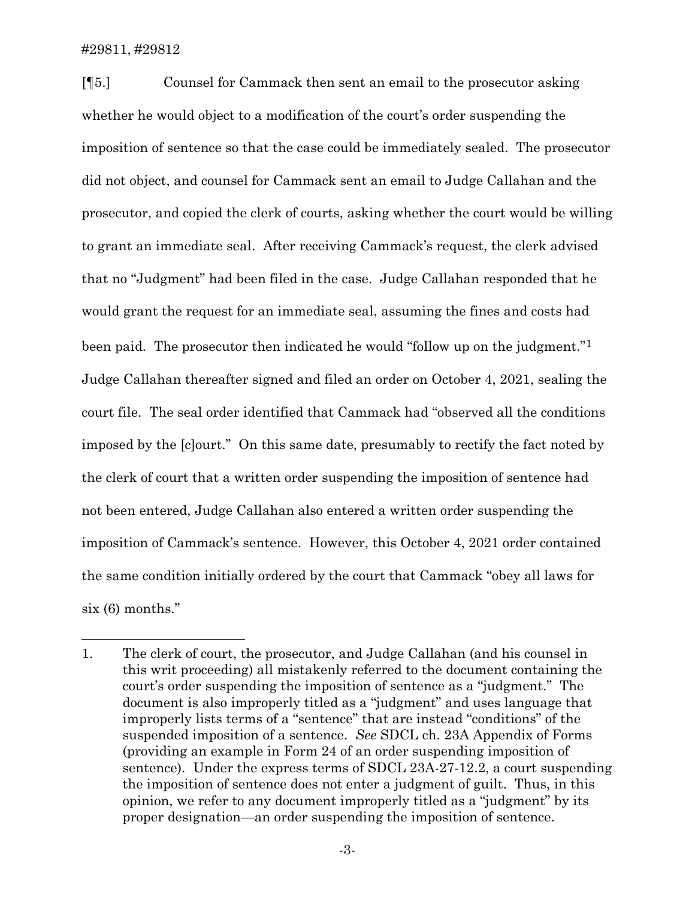[¶5.] Counsel for Cammack then sent an email to the prosecutor asking whether he would object to a modification of the court's order suspending the imposition of sentence so that the case could be immediately sealed. The prosecutor did not object, and counsel for Cammack sent an email to Judge Callahan and the prosecutor, and copied the clerk of courts, asking whether the court would be willing to grant an immediate seal. After receiving Cammack's request, the clerk advised that no "Judgment" had been filed in the case. Judge Callahan responded that he would grant the request for an immediate seal, assuming the fines and costs had been paid. The prosecutor then indicated he would "follow up on the judgment."[1] Judge Callahan thereafter signed and filed an order on October 4, 2021, sealing the court file. The seal order identified that Cammack had "observed all the conditions imposed by the [c]ourt." On this same date, presumably to rectify the fact noted by the clerk of court that a written order suspending the imposition of sentence had not been entered, Judge Callahan also entered a written order suspending the imposition of Cammack's sentence. However, this October 4, 2021 order contained the same condition initially ordered by the court that Cammack "obey all laws for six (6) months."

---

1. The clerk of court, the prosecutor, and Judge Callahan (and his counsel in this writ proceeding) all mistakenly referred to the document containing the court's order suspending the imposition of sentence as a "judgment." The document is also improperly titled as a "judgment" and uses language that improperly lists terms of a "sentence" that are instead "conditions" of the suspended imposition of a sentence. *See* SDCL ch. 23A Appendix of Forms (providing an example in Form 24 of an order suspending imposition of sentence). Under the express terms of SDCL 23A-27-12.2, a court suspending the imposition of sentence does not enter a judgment of guilt. Thus, in this opinion, we refer to any document improperly titled as a "judgment" by its proper designation—an order suspending the imposition of sentence.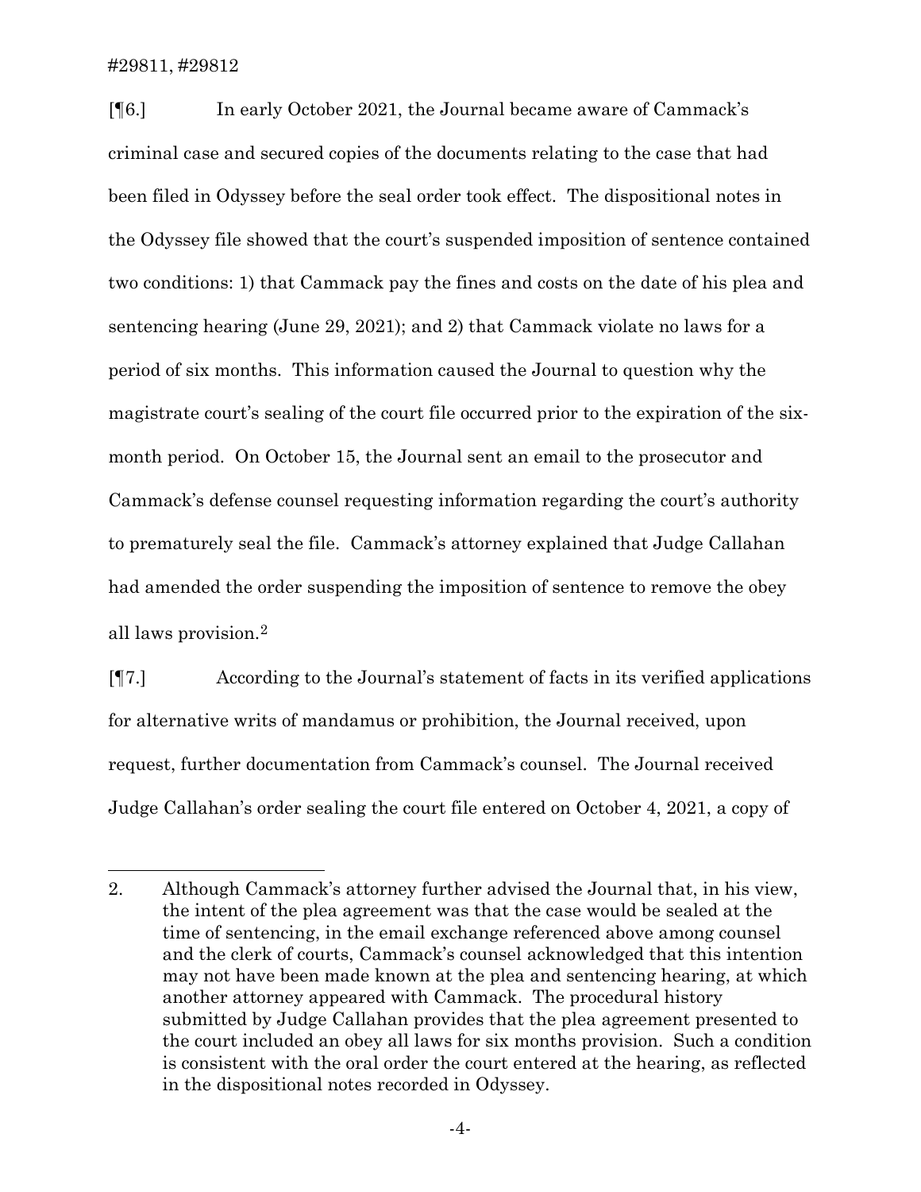[¶6.] In early October 2021, the Journal became aware of Cammack's criminal case and secured copies of the documents relating to the case that had been filed in Odyssey before the seal order took effect. The dispositional notes in the Odyssey file showed that the court's suspended imposition of sentence contained two conditions: 1) that Cammack pay the fines and costs on the date of his plea and sentencing hearing (June 29, 2021); and 2) that Cammack violate no laws for a period of six months. This information caused the Journal to question why the magistrate court's sealing of the court file occurred prior to the expiration of the six-month period. On October 15, the Journal sent an email to the prosecutor and Cammack's defense counsel requesting information regarding the court's authority to prematurely seal the file. Cammack's attorney explained that Judge Callahan had amended the order suspending the imposition of sentence to remove the obey all laws provision.[2]

[¶7.] According to the Journal's statement of facts in its verified applications for alternative writs of mandamus or prohibition, the Journal received, upon request, further documentation from Cammack's counsel. The Journal received Judge Callahan's order sealing the court file entered on October 4, 2021, a copy of

---

2. Although Cammack's attorney further advised the Journal that, in his view, the intent of the plea agreement was that the case would be sealed at the time of sentencing, in the email exchange referenced above among counsel and the clerk of courts, Cammack's counsel acknowledged that this intention may not have been made known at the plea and sentencing hearing, at which another attorney appeared with Cammack. The procedural history submitted by Judge Callahan provides that the plea agreement presented to the court included an obey all laws for six months provision. Such a condition is consistent with the oral order the court entered at the hearing, as reflected in the dispositional notes recorded in Odyssey.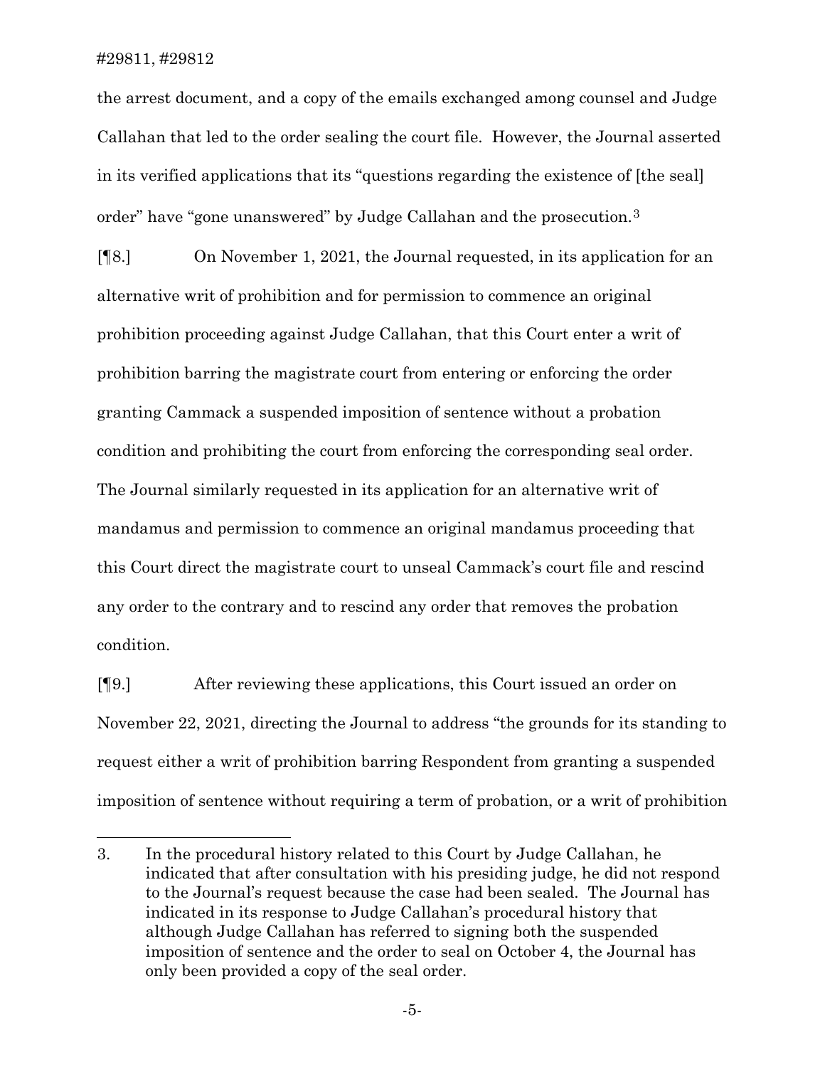the arrest document, and a copy of the emails exchanged among counsel and Judge Callahan that led to the order sealing the court file. However, the Journal asserted in its verified applications that its "questions regarding the existence of [the seal] order" have "gone unanswered" by Judge Callahan and the prosecution.[3]

[¶8.] On November 1, 2021, the Journal requested, in its application for an alternative writ of prohibition and for permission to commence an original prohibition proceeding against Judge Callahan, that this Court enter a writ of prohibition barring the magistrate court from entering or enforcing the order granting Cammack a suspended imposition of sentence without a probation condition and prohibiting the court from enforcing the corresponding seal order. The Journal similarly requested in its application for an alternative writ of mandamus and permission to commence an original mandamus proceeding that this Court direct the magistrate court to unseal Cammack's court file and rescind any order to the contrary and to rescind any order that removes the probation condition.

[¶9.] After reviewing these applications, this Court issued an order on November 22, 2021, directing the Journal to address "the grounds for its standing to request either a writ of prohibition barring Respondent from granting a suspended imposition of sentence without requiring a term of probation, or a writ of prohibition

---

3. In the procedural history related to this Court by Judge Callahan, he indicated that after consultation with his presiding judge, he did not respond to the Journal's request because the case had been sealed. The Journal has indicated in its response to Judge Callahan's procedural history that although Judge Callahan has referred to signing both the suspended imposition of sentence and the order to seal on October 4, the Journal has only been provided a copy of the seal order.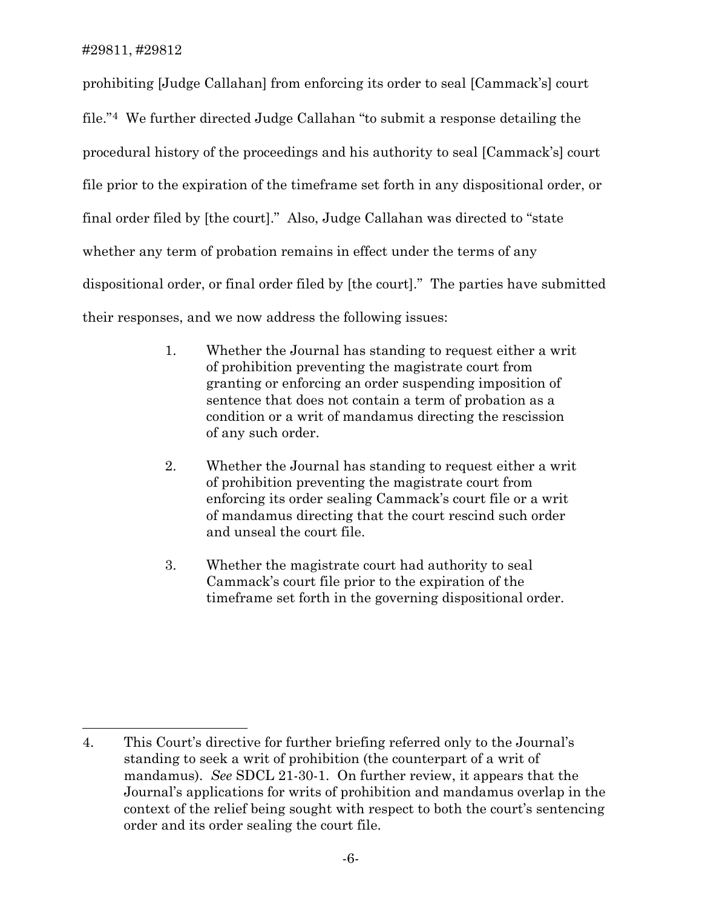prohibiting [Judge Callahan] from enforcing its order to seal [Cammack's] court file."[4] We further directed Judge Callahan "to submit a response detailing the procedural history of the proceedings and his authority to seal [Cammack's] court file prior to the expiration of the timeframe set forth in any dispositional order, or final order filed by [the court]." Also, Judge Callahan was directed to "state whether any term of probation remains in effect under the terms of any dispositional order, or final order filed by [the court]." The parties have submitted their responses, and we now address the following issues:

1. Whether the Journal has standing to request either a writ of prohibition preventing the magistrate court from granting or enforcing an order suspending imposition of sentence that does not contain a term of probation as a condition or a writ of mandamus directing the rescission of any such order.

2. Whether the Journal has standing to request either a writ of prohibition preventing the magistrate court from enforcing its order sealing Cammack's court file or a writ of mandamus directing that the court rescind such order and unseal the court file.

3. Whether the magistrate court had authority to seal Cammack's court file prior to the expiration of the timeframe set forth in the governing dispositional order.

---

4. This Court's directive for further briefing referred only to the Journal's standing to seek a writ of prohibition (the counterpart of a writ of mandamus). *See* SDCL 21-30-1. On further review, it appears that the Journal's applications for writs of prohibition and mandamus overlap in the context of the relief being sought with respect to both the court's sentencing order and its order sealing the court file.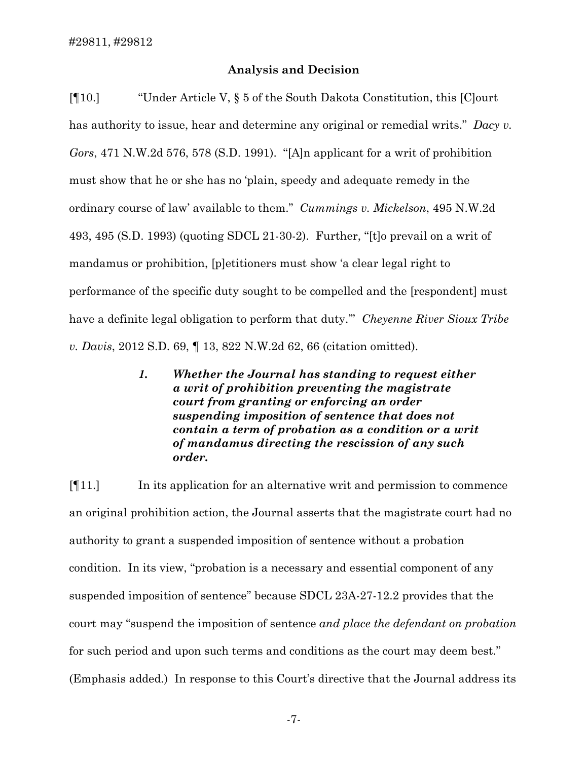**Analysis and Decision**

[¶10.] "Under Article V, § 5 of the South Dakota Constitution, this [C]ourt has authority to issue, hear and determine any original or remedial writs." *Dacy v. Gors*, 471 N.W.2d 576, 578 (S.D. 1991). "[A]n applicant for a writ of prohibition must show that he or she has no 'plain, speedy and adequate remedy in the ordinary course of law' available to them." *Cummings v. Mickelson*, 495 N.W.2d 493, 495 (S.D. 1993) (quoting SDCL 21-30-2). Further, "[t]o prevail on a writ of mandamus or prohibition, [p]etitioners must show 'a clear legal right to performance of the specific duty sought to be compelled and the [respondent] must have a definite legal obligation to perform that duty.'" *Cheyenne River Sioux Tribe v. Davis*, 2012 S.D. 69, ¶ 13, 822 N.W.2d 62, 66 (citation omitted).

> ***1. Whether the Journal has standing to request either a writ of prohibition preventing the magistrate court from granting or enforcing an order suspending imposition of sentence that does not contain a term of probation as a condition or a writ of mandamus directing the rescission of any such order.***

[¶11.] In its application for an alternative writ and permission to commence an original prohibition action, the Journal asserts that the magistrate court had no authority to grant a suspended imposition of sentence without a probation condition. In its view, "probation is a necessary and essential component of any suspended imposition of sentence" because SDCL 23A-27-12.2 provides that the court may "suspend the imposition of sentence *and place the defendant on probation* for such period and upon such terms and conditions as the court may deem best." (Emphasis added.) In response to this Court's directive that the Journal address its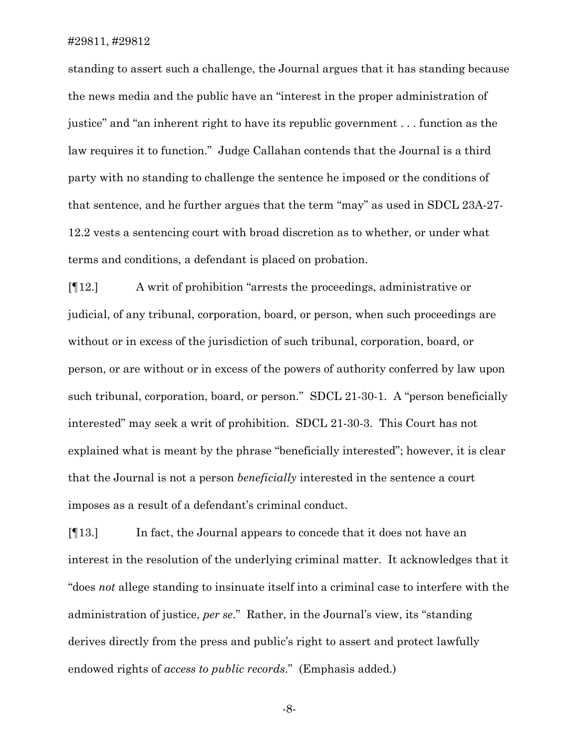standing to assert such a challenge, the Journal argues that it has standing because the news media and the public have an "interest in the proper administration of justice" and "an inherent right to have its republic government . . . function as the law requires it to function." Judge Callahan contends that the Journal is a third party with no standing to challenge the sentence he imposed or the conditions of that sentence, and he further argues that the term "may" as used in SDCL 23A-27-12.2 vests a sentencing court with broad discretion as to whether, or under what terms and conditions, a defendant is placed on probation.

[¶12.] A writ of prohibition "arrests the proceedings, administrative or judicial, of any tribunal, corporation, board, or person, when such proceedings are without or in excess of the jurisdiction of such tribunal, corporation, board, or person, or are without or in excess of the powers of authority conferred by law upon such tribunal, corporation, board, or person." SDCL 21-30-1. A "person beneficially interested" may seek a writ of prohibition. SDCL 21-30-3. This Court has not explained what is meant by the phrase "beneficially interested"; however, it is clear that the Journal is not a person *beneficially* interested in the sentence a court imposes as a result of a defendant's criminal conduct.

[¶13.] In fact, the Journal appears to concede that it does not have an interest in the resolution of the underlying criminal matter. It acknowledges that it "does *not* allege standing to insinuate itself into a criminal case to interfere with the administration of justice, *per se*." Rather, in the Journal's view, its "standing derives directly from the press and public's right to assert and protect lawfully endowed rights of *access to public records*." (Emphasis added.)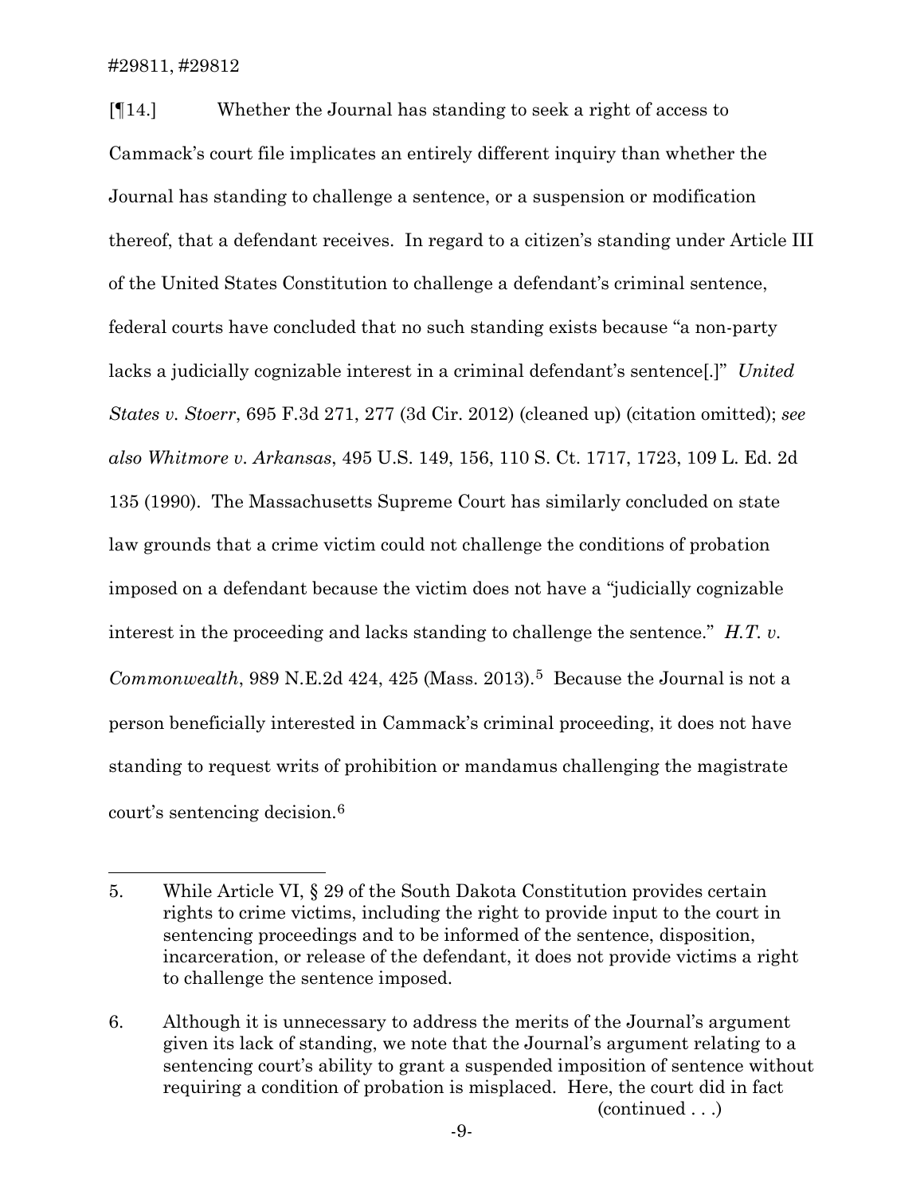[¶14.] Whether the Journal has standing to seek a right of access to Cammack's court file implicates an entirely different inquiry than whether the Journal has standing to challenge a sentence, or a suspension or modification thereof, that a defendant receives. In regard to a citizen's standing under Article III of the United States Constitution to challenge a defendant's criminal sentence, federal courts have concluded that no such standing exists because "a non-party lacks a judicially cognizable interest in a criminal defendant's sentence[.]" *United States v. Stoerr*, 695 F.3d 271, 277 (3d Cir. 2012) (cleaned up) (citation omitted); *see also Whitmore v. Arkansas*, 495 U.S. 149, 156, 110 S. Ct. 1717, 1723, 109 L. Ed. 2d 135 (1990). The Massachusetts Supreme Court has similarly concluded on state law grounds that a crime victim could not challenge the conditions of probation imposed on a defendant because the victim does not have a "judicially cognizable interest in the proceeding and lacks standing to challenge the sentence." *H.T. v. Commonwealth*, 989 N.E.2d 424, 425 (Mass. 2013).[5] Because the Journal is not a person beneficially interested in Cammack's criminal proceeding, it does not have standing to request writs of prohibition or mandamus challenging the magistrate court's sentencing decision.[6]

---

5. While Article VI, § 29 of the South Dakota Constitution provides certain rights to crime victims, including the right to provide input to the court in sentencing proceedings and to be informed of the sentence, disposition, incarceration, or release of the defendant, it does not provide victims a right to challenge the sentence imposed.

6. Although it is unnecessary to address the merits of the Journal's argument given its lack of standing, we note that the Journal's argument relating to a sentencing court's ability to grant a suspended imposition of sentence without requiring a condition of probation is misplaced. Here, the court did in fact (continued . . .)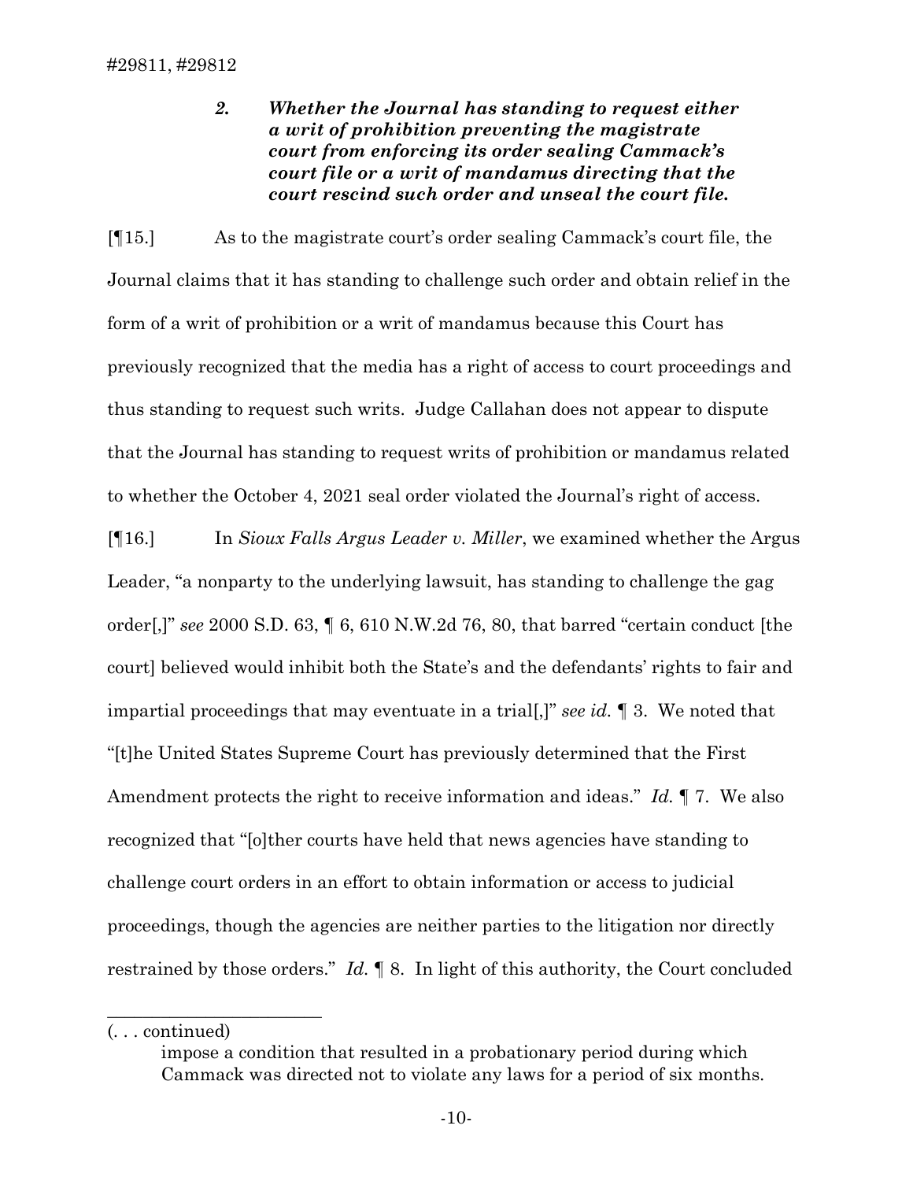### *2. Whether the Journal has standing to request either a writ of prohibition preventing the magistrate court from enforcing its order sealing Cammack's court file or a writ of mandamus directing that the court rescind such order and unseal the court file.*

[¶15.] As to the magistrate court's order sealing Cammack's court file, the Journal claims that it has standing to challenge such order and obtain relief in the form of a writ of prohibition or a writ of mandamus because this Court has previously recognized that the media has a right of access to court proceedings and thus standing to request such writs. Judge Callahan does not appear to dispute that the Journal has standing to request writs of prohibition or mandamus related to whether the October 4, 2021 seal order violated the Journal's right of access.

[¶16.] In *Sioux Falls Argus Leader v. Miller*, we examined whether the Argus Leader, "a nonparty to the underlying lawsuit, has standing to challenge the gag order[,]" *see* 2000 S.D. 63, ¶ 6, 610 N.W.2d 76, 80, that barred "certain conduct [the court] believed would inhibit both the State's and the defendants' rights to fair and impartial proceedings that may eventuate in a trial[,]" *see id.* ¶ 3. We noted that "[t]he United States Supreme Court has previously determined that the First Amendment protects the right to receive information and ideas." *Id.* ¶ 7. We also recognized that "[o]ther courts have held that news agencies have standing to challenge court orders in an effort to obtain information or access to judicial proceedings, though the agencies are neither parties to the litigation nor directly restrained by those orders." *Id.* ¶ 8. In light of this authority, the Court concluded

---

(. . . continued)

impose a condition that resulted in a probationary period during which Cammack was directed not to violate any laws for a period of six months.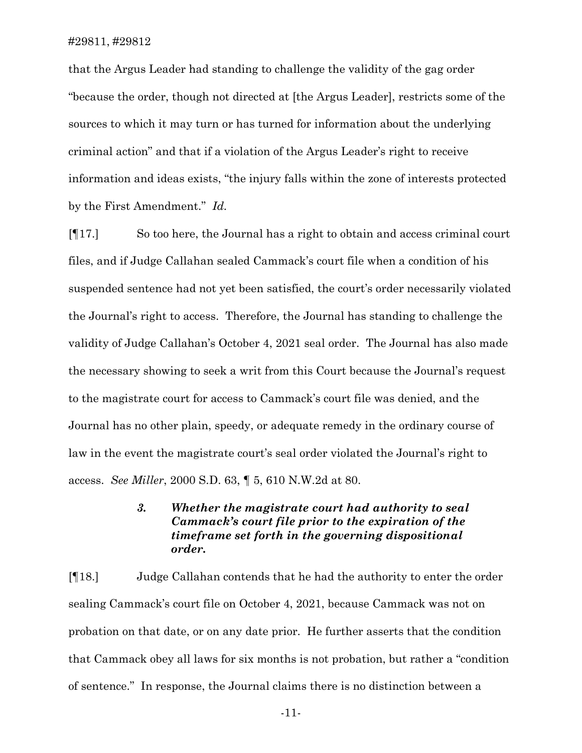that the Argus Leader had standing to challenge the validity of the gag order "because the order, though not directed at [the Argus Leader], restricts some of the sources to which it may turn or has turned for information about the underlying criminal action" and that if a violation of the Argus Leader's right to receive information and ideas exists, "the injury falls within the zone of interests protected by the First Amendment." *Id.*

[¶17.] So too here, the Journal has a right to obtain and access criminal court files, and if Judge Callahan sealed Cammack's court file when a condition of his suspended sentence had not yet been satisfied, the court's order necessarily violated the Journal's right to access. Therefore, the Journal has standing to challenge the validity of Judge Callahan's October 4, 2021 seal order. The Journal has also made the necessary showing to seek a writ from this Court because the Journal's request to the magistrate court for access to Cammack's court file was denied, and the Journal has no other plain, speedy, or adequate remedy in the ordinary course of law in the event the magistrate court's seal order violated the Journal's right to access. *See Miller*, 2000 S.D. 63, ¶ 5, 610 N.W.2d at 80.

> ***3. Whether the magistrate court had authority to seal Cammack's court file prior to the expiration of the timeframe set forth in the governing dispositional order.***

[¶18.] Judge Callahan contends that he had the authority to enter the order sealing Cammack's court file on October 4, 2021, because Cammack was not on probation on that date, or on any date prior. He further asserts that the condition that Cammack obey all laws for six months is not probation, but rather a "condition of sentence." In response, the Journal claims there is no distinction between a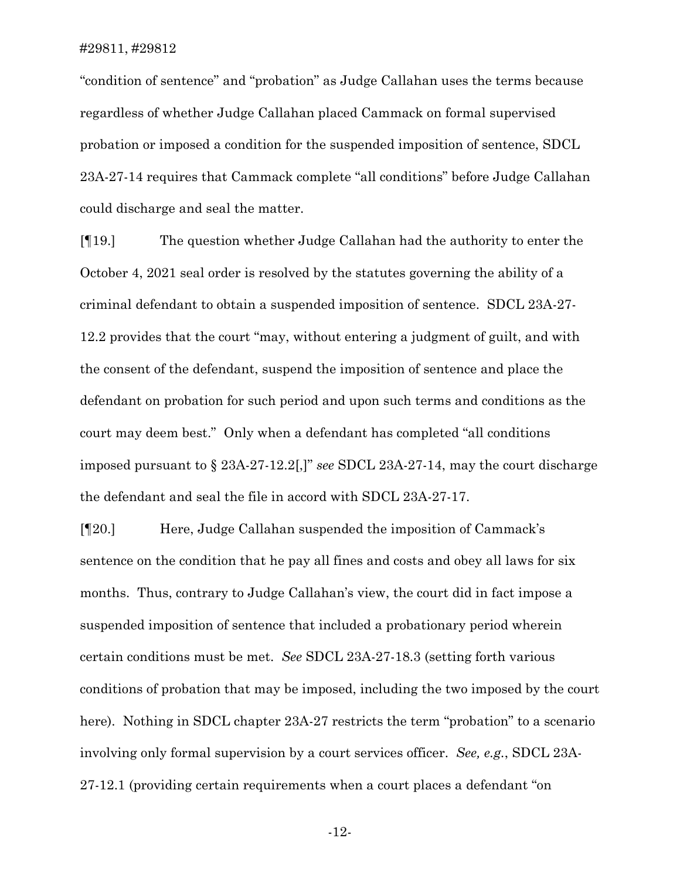"condition of sentence" and "probation" as Judge Callahan uses the terms because regardless of whether Judge Callahan placed Cammack on formal supervised probation or imposed a condition for the suspended imposition of sentence, SDCL 23A-27-14 requires that Cammack complete "all conditions" before Judge Callahan could discharge and seal the matter.

[¶19.] The question whether Judge Callahan had the authority to enter the October 4, 2021 seal order is resolved by the statutes governing the ability of a criminal defendant to obtain a suspended imposition of sentence. SDCL 23A-27-12.2 provides that the court "may, without entering a judgment of guilt, and with the consent of the defendant, suspend the imposition of sentence and place the defendant on probation for such period and upon such terms and conditions as the court may deem best." Only when a defendant has completed "all conditions imposed pursuant to § 23A-27-12.2[,]" *see* SDCL 23A-27-14, may the court discharge the defendant and seal the file in accord with SDCL 23A-27-17.

[¶20.] Here, Judge Callahan suspended the imposition of Cammack's sentence on the condition that he pay all fines and costs and obey all laws for six months. Thus, contrary to Judge Callahan's view, the court did in fact impose a suspended imposition of sentence that included a probationary period wherein certain conditions must be met. *See* SDCL 23A-27-18.3 (setting forth various conditions of probation that may be imposed, including the two imposed by the court here). Nothing in SDCL chapter 23A-27 restricts the term "probation" to a scenario involving only formal supervision by a court services officer. *See, e.g.*, SDCL 23A-27-12.1 (providing certain requirements when a court places a defendant "on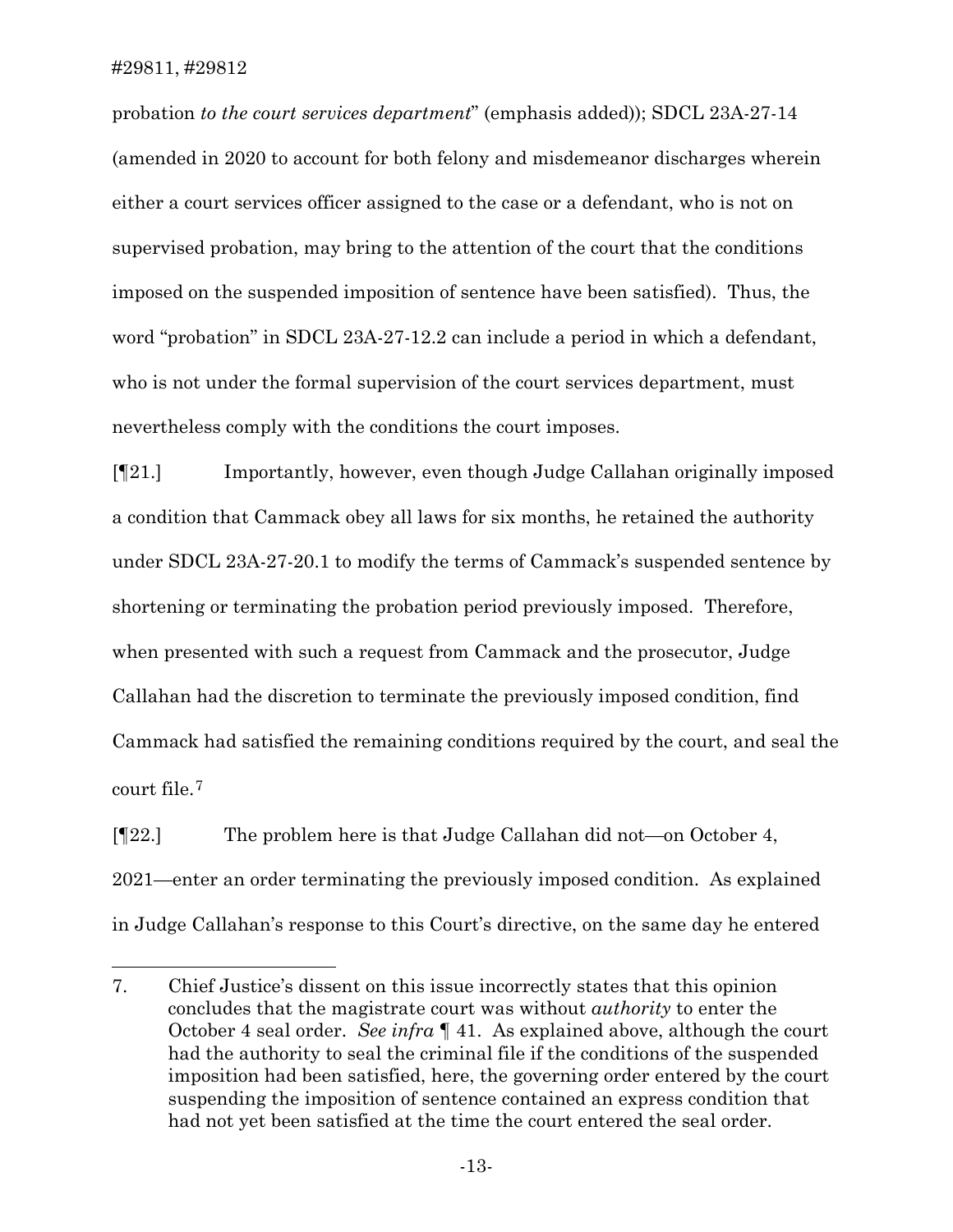probation *to the court services department*" (emphasis added)); SDCL 23A-27-14 (amended in 2020 to account for both felony and misdemeanor discharges wherein either a court services officer assigned to the case or a defendant, who is not on supervised probation, may bring to the attention of the court that the conditions imposed on the suspended imposition of sentence have been satisfied). Thus, the word "probation" in SDCL 23A-27-12.2 can include a period in which a defendant, who is not under the formal supervision of the court services department, must nevertheless comply with the conditions the court imposes.

[¶21.] Importantly, however, even though Judge Callahan originally imposed a condition that Cammack obey all laws for six months, he retained the authority under SDCL 23A-27-20.1 to modify the terms of Cammack's suspended sentence by shortening or terminating the probation period previously imposed. Therefore, when presented with such a request from Cammack and the prosecutor, Judge Callahan had the discretion to terminate the previously imposed condition, find Cammack had satisfied the remaining conditions required by the court, and seal the court file.[7]

[¶22.] The problem here is that Judge Callahan did not—on October 4, 2021—enter an order terminating the previously imposed condition. As explained in Judge Callahan's response to this Court's directive, on the same day he entered

---

7. Chief Justice's dissent on this issue incorrectly states that this opinion concludes that the magistrate court was without *authority* to enter the October 4 seal order. *See infra* ¶ 41. As explained above, although the court had the authority to seal the criminal file if the conditions of the suspended imposition had been satisfied, here, the governing order entered by the court suspending the imposition of sentence contained an express condition that had not yet been satisfied at the time the court entered the seal order.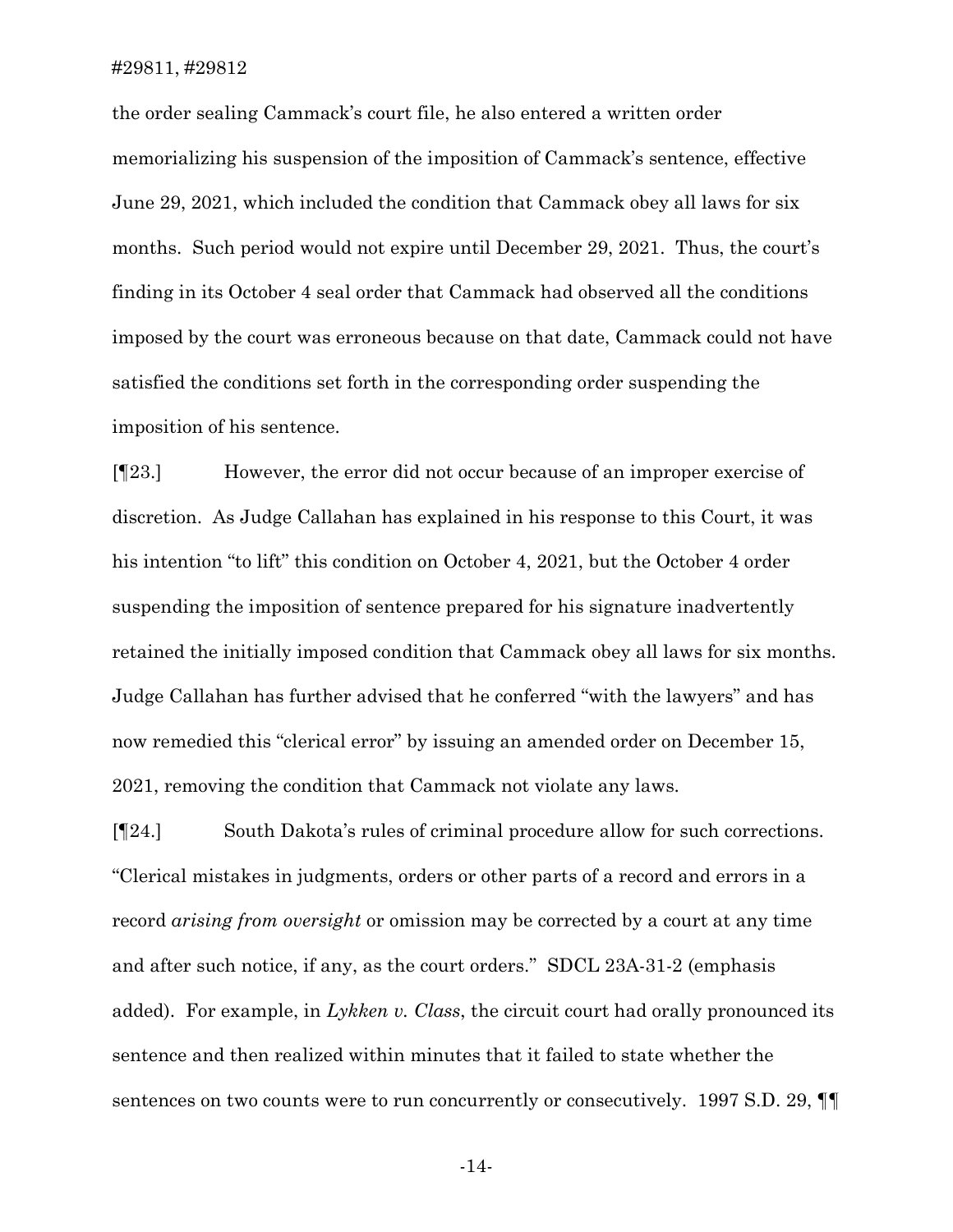the order sealing Cammack's court file, he also entered a written order memorializing his suspension of the imposition of Cammack's sentence, effective June 29, 2021, which included the condition that Cammack obey all laws for six months. Such period would not expire until December 29, 2021. Thus, the court's finding in its October 4 seal order that Cammack had observed all the conditions imposed by the court was erroneous because on that date, Cammack could not have satisfied the conditions set forth in the corresponding order suspending the imposition of his sentence.

[¶23.] However, the error did not occur because of an improper exercise of discretion. As Judge Callahan has explained in his response to this Court, it was his intention "to lift" this condition on October 4, 2021, but the October 4 order suspending the imposition of sentence prepared for his signature inadvertently retained the initially imposed condition that Cammack obey all laws for six months. Judge Callahan has further advised that he conferred "with the lawyers" and has now remedied this "clerical error" by issuing an amended order on December 15, 2021, removing the condition that Cammack not violate any laws.

[¶24.] South Dakota's rules of criminal procedure allow for such corrections. "Clerical mistakes in judgments, orders or other parts of a record and errors in a record *arising from oversight* or omission may be corrected by a court at any time and after such notice, if any, as the court orders." SDCL 23A-31-2 (emphasis added). For example, in *Lykken v. Class*, the circuit court had orally pronounced its sentence and then realized within minutes that it failed to state whether the sentences on two counts were to run concurrently or consecutively. 1997 S.D. 29, ¶¶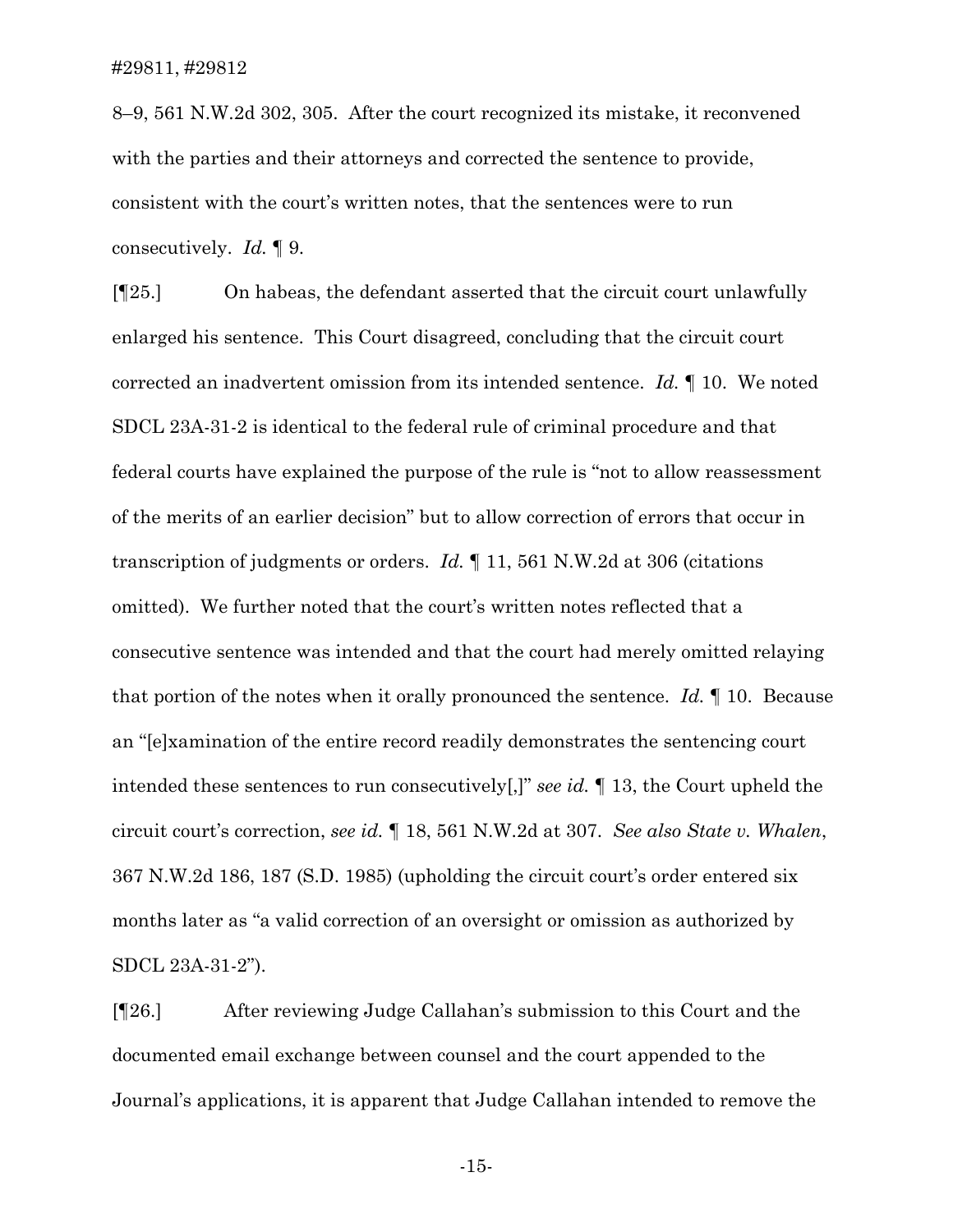8–9, 561 N.W.2d 302, 305. After the court recognized its mistake, it reconvened with the parties and their attorneys and corrected the sentence to provide, consistent with the court's written notes, that the sentences were to run consecutively. *Id.* ¶ 9.

[¶25.] On habeas, the defendant asserted that the circuit court unlawfully enlarged his sentence. This Court disagreed, concluding that the circuit court corrected an inadvertent omission from its intended sentence. *Id.* ¶ 10. We noted SDCL 23A-31-2 is identical to the federal rule of criminal procedure and that federal courts have explained the purpose of the rule is "not to allow reassessment of the merits of an earlier decision" but to allow correction of errors that occur in transcription of judgments or orders. *Id.* ¶ 11, 561 N.W.2d at 306 (citations omitted). We further noted that the court's written notes reflected that a consecutive sentence was intended and that the court had merely omitted relaying that portion of the notes when it orally pronounced the sentence. *Id.* ¶ 10. Because an "[e]xamination of the entire record readily demonstrates the sentencing court intended these sentences to run consecutively[,]" *see id.* ¶ 13, the Court upheld the circuit court's correction, *see id.* ¶ 18, 561 N.W.2d at 307. *See also State v. Whalen*, 367 N.W.2d 186, 187 (S.D. 1985) (upholding the circuit court's order entered six months later as "a valid correction of an oversight or omission as authorized by SDCL 23A-31-2").

[¶26.] After reviewing Judge Callahan's submission to this Court and the documented email exchange between counsel and the court appended to the Journal's applications, it is apparent that Judge Callahan intended to remove the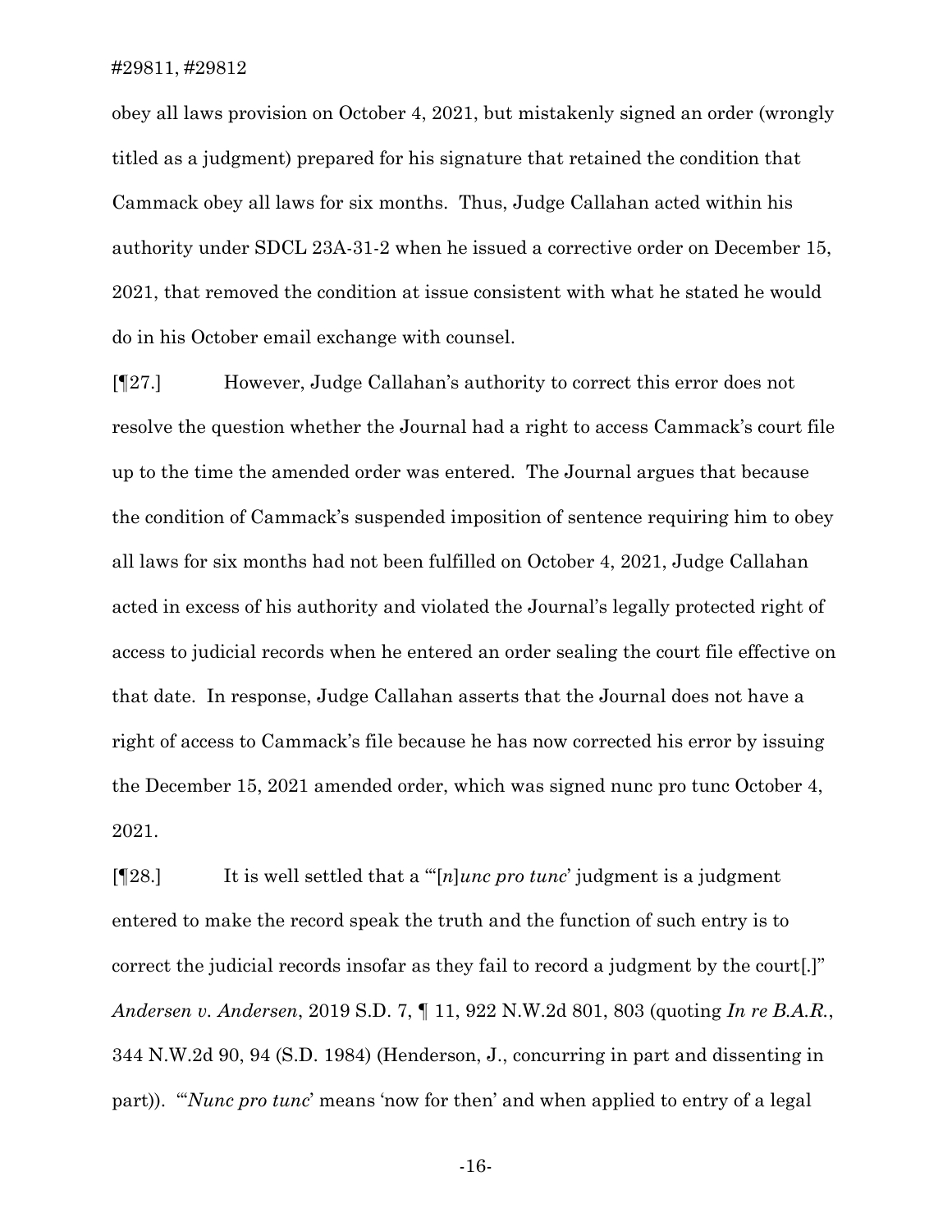obey all laws provision on October 4, 2021, but mistakenly signed an order (wrongly titled as a judgment) prepared for his signature that retained the condition that Cammack obey all laws for six months. Thus, Judge Callahan acted within his authority under SDCL 23A-31-2 when he issued a corrective order on December 15, 2021, that removed the condition at issue consistent with what he stated he would do in his October email exchange with counsel.

[¶27.] However, Judge Callahan's authority to correct this error does not resolve the question whether the Journal had a right to access Cammack's court file up to the time the amended order was entered. The Journal argues that because the condition of Cammack's suspended imposition of sentence requiring him to obey all laws for six months had not been fulfilled on October 4, 2021, Judge Callahan acted in excess of his authority and violated the Journal's legally protected right of access to judicial records when he entered an order sealing the court file effective on that date. In response, Judge Callahan asserts that the Journal does not have a right of access to Cammack's file because he has now corrected his error by issuing the December 15, 2021 amended order, which was signed nunc pro tunc October 4, 2021.

[¶28.] It is well settled that a "'[*n*]*unc pro tunc*' judgment is a judgment entered to make the record speak the truth and the function of such entry is to correct the judicial records insofar as they fail to record a judgment by the court[.]" *Andersen v. Andersen*, 2019 S.D. 7, ¶ 11, 922 N.W.2d 801, 803 (quoting *In re B.A.R.*, 344 N.W.2d 90, 94 (S.D. 1984) (Henderson, J., concurring in part and dissenting in part)). "'*Nunc pro tunc*' means 'now for then' and when applied to entry of a legal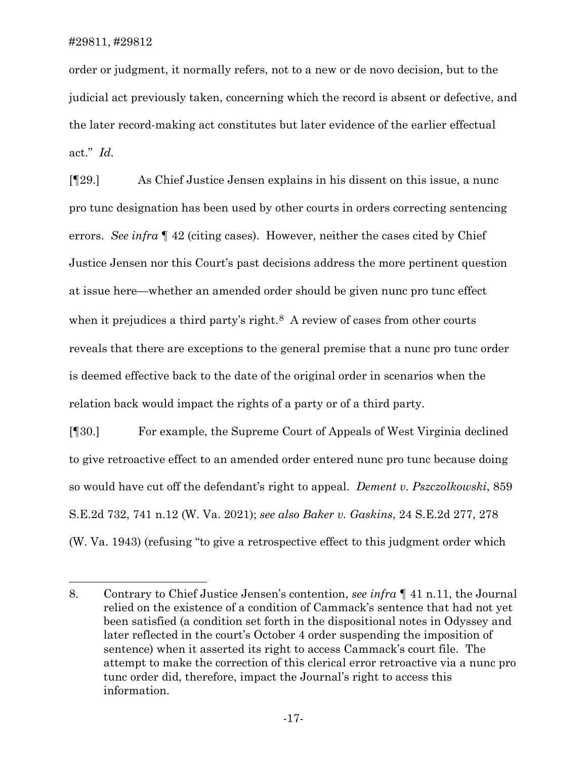order or judgment, it normally refers, not to a new or de novo decision, but to the judicial act previously taken, concerning which the record is absent or defective, and the later record-making act constitutes but later evidence of the earlier effectual act." *Id.*

[¶29.] As Chief Justice Jensen explains in his dissent on this issue, a nunc pro tunc designation has been used by other courts in orders correcting sentencing errors. *See infra* ¶ 42 (citing cases). However, neither the cases cited by Chief Justice Jensen nor this Court's past decisions address the more pertinent question at issue here—whether an amended order should be given nunc pro tunc effect when it prejudices a third party's right.[8] A review of cases from other courts reveals that there are exceptions to the general premise that a nunc pro tunc order is deemed effective back to the date of the original order in scenarios when the relation back would impact the rights of a party or of a third party.

[¶30.] For example, the Supreme Court of Appeals of West Virginia declined to give retroactive effect to an amended order entered nunc pro tunc because doing so would have cut off the defendant's right to appeal. *Dement v. Pszczolkowski*, 859 S.E.2d 732, 741 n.12 (W. Va. 2021); *see also Baker v. Gaskins*, 24 S.E.2d 277, 278 (W. Va. 1943) (refusing "to give a retrospective effect to this judgment order which

---

8. Contrary to Chief Justice Jensen's contention, *see infra* ¶ 41 n.11, the Journal relied on the existence of a condition of Cammack's sentence that had not yet been satisfied (a condition set forth in the dispositional notes in Odyssey and later reflected in the court's October 4 order suspending the imposition of sentence) when it asserted its right to access Cammack's court file. The attempt to make the correction of this clerical error retroactive via a nunc pro tunc order did, therefore, impact the Journal's right to access this information.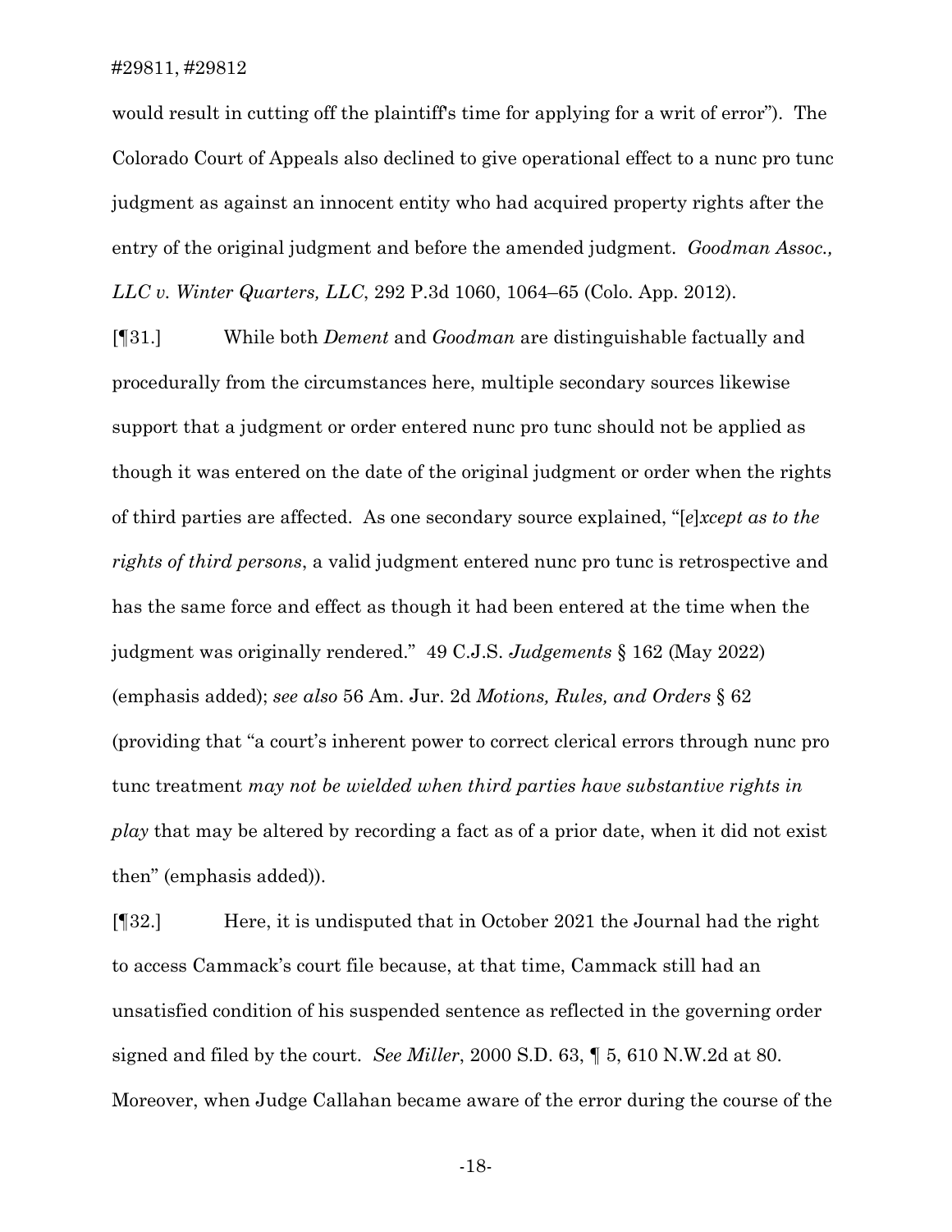would result in cutting off the plaintiff's time for applying for a writ of error"). The Colorado Court of Appeals also declined to give operational effect to a nunc pro tunc judgment as against an innocent entity who had acquired property rights after the entry of the original judgment and before the amended judgment. *Goodman Assoc., LLC v. Winter Quarters, LLC*, 292 P.3d 1060, 1064–65 (Colo. App. 2012).

[¶31.] While both *Dement* and *Goodman* are distinguishable factually and procedurally from the circumstances here, multiple secondary sources likewise support that a judgment or order entered nunc pro tunc should not be applied as though it was entered on the date of the original judgment or order when the rights of third parties are affected. As one secondary source explained, "[*e*]*xcept as to the rights of third persons*, a valid judgment entered nunc pro tunc is retrospective and has the same force and effect as though it had been entered at the time when the judgment was originally rendered." 49 C.J.S. *Judgements* § 162 (May 2022) (emphasis added); *see also* 56 Am. Jur. 2d *Motions, Rules, and Orders* § 62 (providing that "a court's inherent power to correct clerical errors through nunc pro tunc treatment *may not be wielded when third parties have substantive rights in play* that may be altered by recording a fact as of a prior date, when it did not exist then" (emphasis added)).

[¶32.] Here, it is undisputed that in October 2021 the Journal had the right to access Cammack's court file because, at that time, Cammack still had an unsatisfied condition of his suspended sentence as reflected in the governing order signed and filed by the court. *See Miller*, 2000 S.D. 63, ¶ 5, 610 N.W.2d at 80. Moreover, when Judge Callahan became aware of the error during the course of the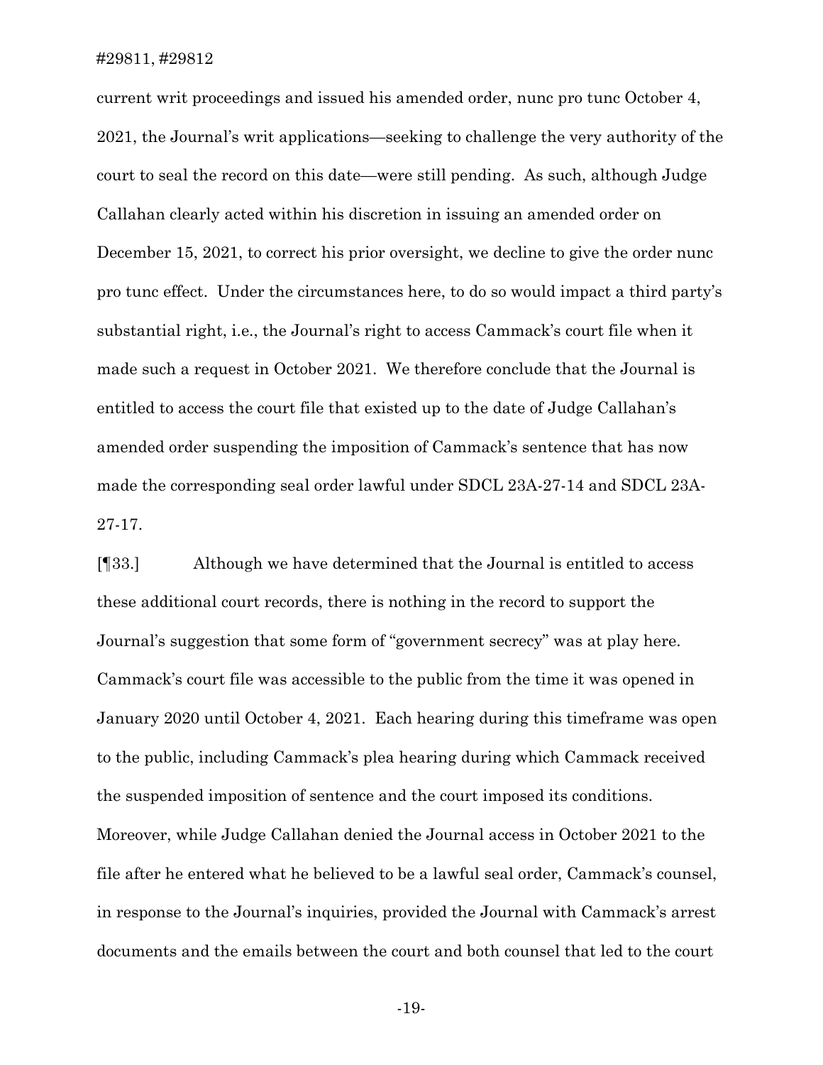current writ proceedings and issued his amended order, nunc pro tunc October 4, 2021, the Journal's writ applications—seeking to challenge the very authority of the court to seal the record on this date—were still pending. As such, although Judge Callahan clearly acted within his discretion in issuing an amended order on December 15, 2021, to correct his prior oversight, we decline to give the order nunc pro tunc effect. Under the circumstances here, to do so would impact a third party's substantial right, i.e., the Journal's right to access Cammack's court file when it made such a request in October 2021. We therefore conclude that the Journal is entitled to access the court file that existed up to the date of Judge Callahan's amended order suspending the imposition of Cammack's sentence that has now made the corresponding seal order lawful under SDCL 23A-27-14 and SDCL 23A-27-17.

[¶33.] Although we have determined that the Journal is entitled to access these additional court records, there is nothing in the record to support the Journal's suggestion that some form of "government secrecy" was at play here. Cammack's court file was accessible to the public from the time it was opened in January 2020 until October 4, 2021. Each hearing during this timeframe was open to the public, including Cammack's plea hearing during which Cammack received the suspended imposition of sentence and the court imposed its conditions. Moreover, while Judge Callahan denied the Journal access in October 2021 to the file after he entered what he believed to be a lawful seal order, Cammack's counsel, in response to the Journal's inquiries, provided the Journal with Cammack's arrest documents and the emails between the court and both counsel that led to the court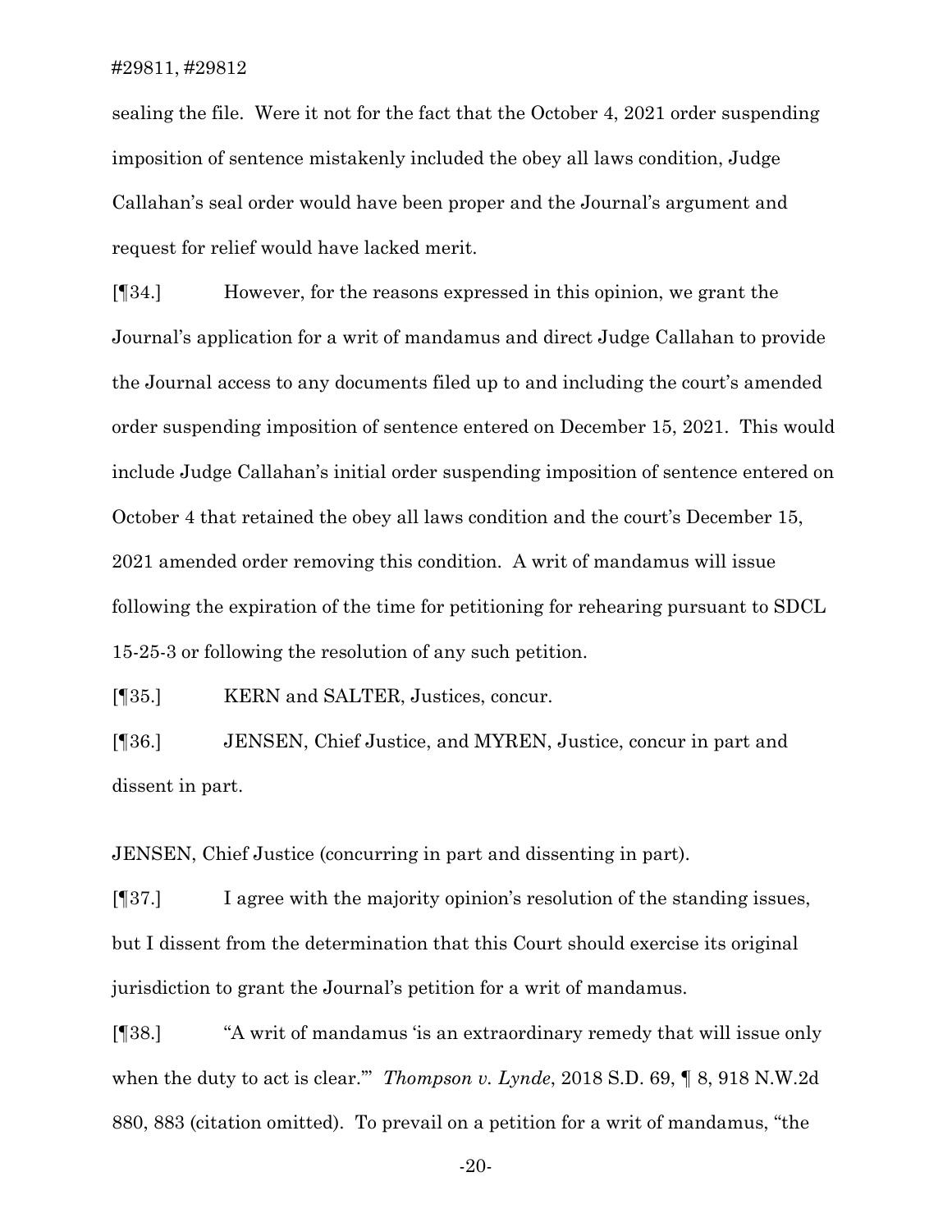sealing the file. Were it not for the fact that the October 4, 2021 order suspending imposition of sentence mistakenly included the obey all laws condition, Judge Callahan's seal order would have been proper and the Journal's argument and request for relief would have lacked merit.

[¶34.] However, for the reasons expressed in this opinion, we grant the Journal's application for a writ of mandamus and direct Judge Callahan to provide the Journal access to any documents filed up to and including the court's amended order suspending imposition of sentence entered on December 15, 2021. This would include Judge Callahan's initial order suspending imposition of sentence entered on October 4 that retained the obey all laws condition and the court's December 15, 2021 amended order removing this condition. A writ of mandamus will issue following the expiration of the time for petitioning for rehearing pursuant to SDCL 15-25-3 or following the resolution of any such petition.

[¶35.] KERN and SALTER, Justices, concur.

[¶36.] JENSEN, Chief Justice, and MYREN, Justice, concur in part and dissent in part.

JENSEN, Chief Justice (concurring in part and dissenting in part).

[¶37.] I agree with the majority opinion's resolution of the standing issues, but I dissent from the determination that this Court should exercise its original jurisdiction to grant the Journal's petition for a writ of mandamus.

[¶38.] "A writ of mandamus 'is an extraordinary remedy that will issue only when the duty to act is clear.'" *Thompson v. Lynde*, 2018 S.D. 69, ¶ 8, 918 N.W.2d 880, 883 (citation omitted). To prevail on a petition for a writ of mandamus, "the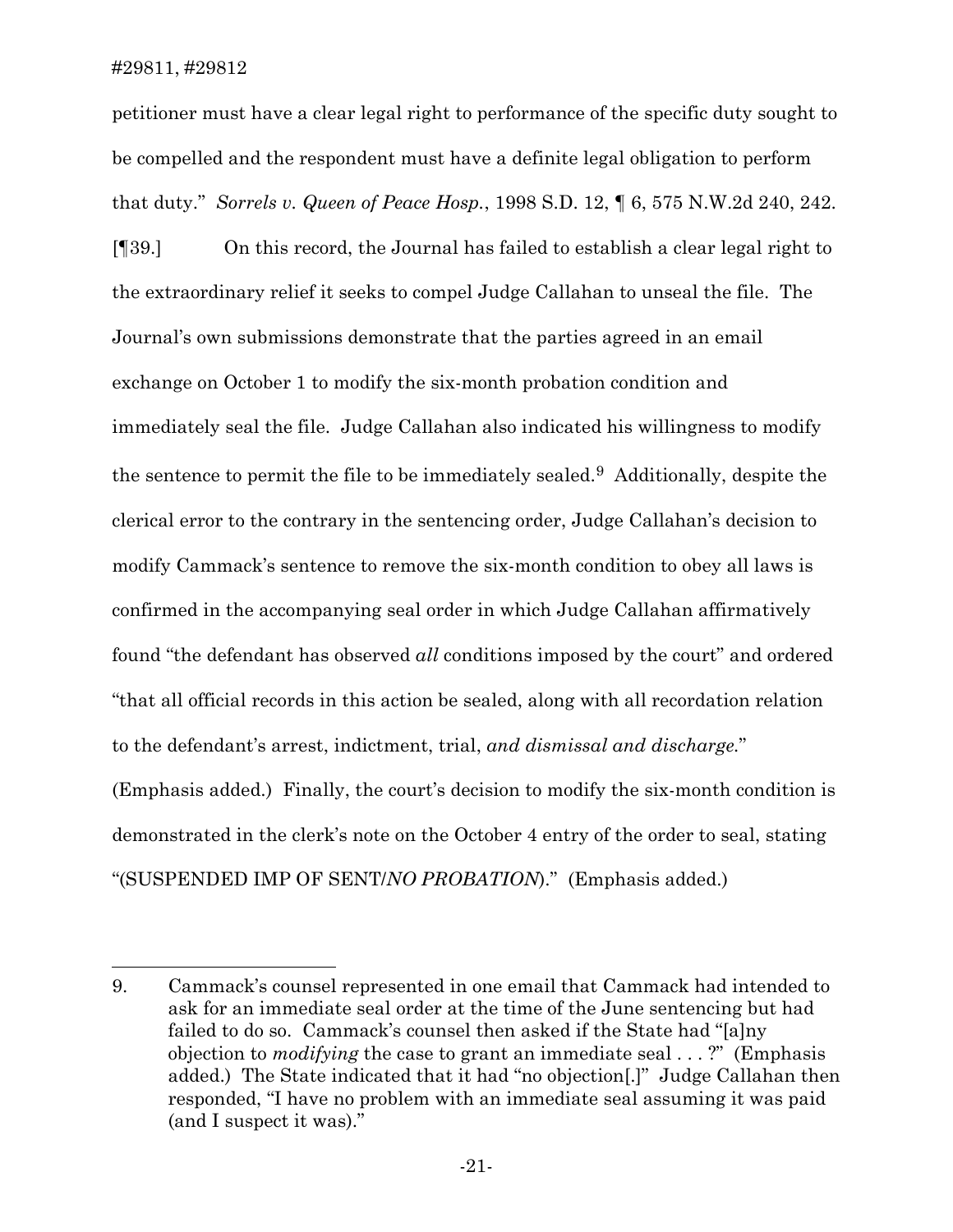petitioner must have a clear legal right to performance of the specific duty sought to be compelled and the respondent must have a definite legal obligation to perform that duty." *Sorrels v. Queen of Peace Hosp.*, 1998 S.D. 12, ¶ 6, 575 N.W.2d 240, 242.

[¶39.] On this record, the Journal has failed to establish a clear legal right to the extraordinary relief it seeks to compel Judge Callahan to unseal the file. The Journal's own submissions demonstrate that the parties agreed in an email exchange on October 1 to modify the six-month probation condition and immediately seal the file. Judge Callahan also indicated his willingness to modify the sentence to permit the file to be immediately sealed.[9] Additionally, despite the clerical error to the contrary in the sentencing order, Judge Callahan's decision to modify Cammack's sentence to remove the six-month condition to obey all laws is confirmed in the accompanying seal order in which Judge Callahan affirmatively found "the defendant has observed *all* conditions imposed by the court" and ordered "that all official records in this action be sealed, along with all recordation relation to the defendant's arrest, indictment, trial, *and dismissal and discharge*." (Emphasis added.) Finally, the court's decision to modify the six-month condition is demonstrated in the clerk's note on the October 4 entry of the order to seal, stating "(SUSPENDED IMP OF SENT/*NO PROBATION*)." (Emphasis added.)

---

9. Cammack's counsel represented in one email that Cammack had intended to ask for an immediate seal order at the time of the June sentencing but had failed to do so. Cammack's counsel then asked if the State had "[a]ny objection to *modifying* the case to grant an immediate seal . . . ?" (Emphasis added.) The State indicated that it had "no objection[.]" Judge Callahan then responded, "I have no problem with an immediate seal assuming it was paid (and I suspect it was)."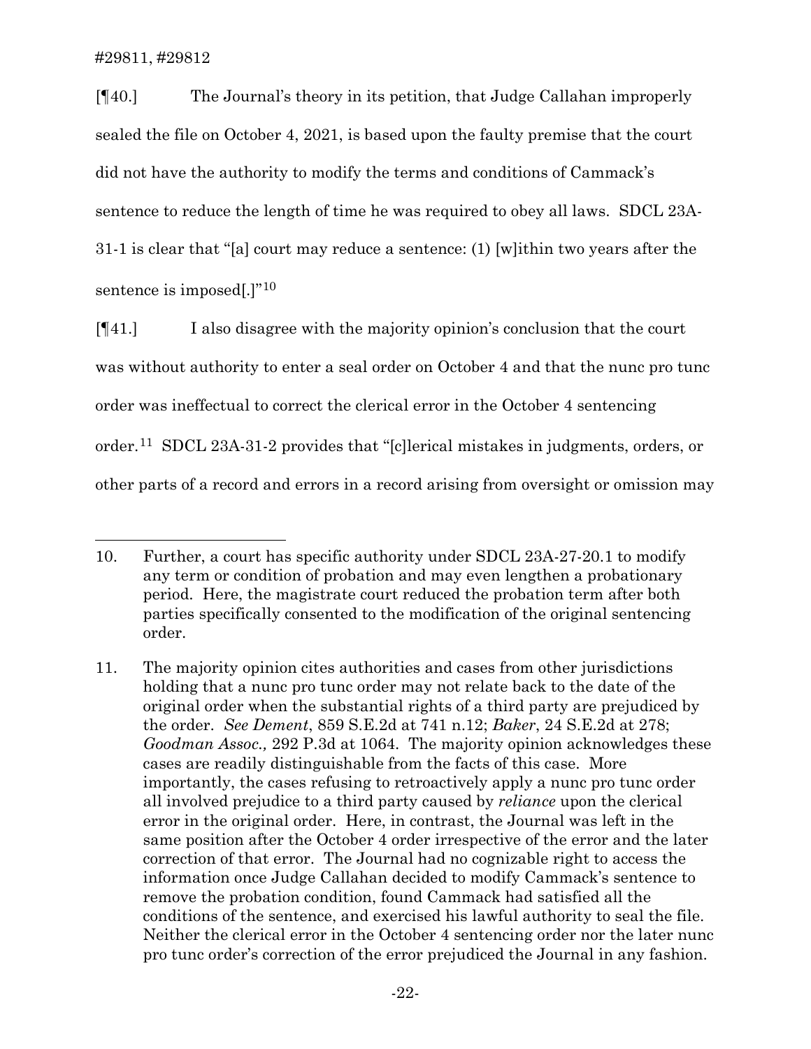[¶40.] The Journal's theory in its petition, that Judge Callahan improperly sealed the file on October 4, 2021, is based upon the faulty premise that the court did not have the authority to modify the terms and conditions of Cammack's sentence to reduce the length of time he was required to obey all laws. SDCL 23A-31-1 is clear that "[a] court may reduce a sentence: (1) [w]ithin two years after the sentence is imposed[.]"[10]

[¶41.] I also disagree with the majority opinion's conclusion that the court was without authority to enter a seal order on October 4 and that the nunc pro tunc order was ineffectual to correct the clerical error in the October 4 sentencing order.[11] SDCL 23A-31-2 provides that "[c]lerical mistakes in judgments, orders, or other parts of a record and errors in a record arising from oversight or omission may

---

10. Further, a court has specific authority under SDCL 23A-27-20.1 to modify any term or condition of probation and may even lengthen a probationary period. Here, the magistrate court reduced the probation term after both parties specifically consented to the modification of the original sentencing order.

11. The majority opinion cites authorities and cases from other jurisdictions holding that a nunc pro tunc order may not relate back to the date of the original order when the substantial rights of a third party are prejudiced by the order. *See Dement*, 859 S.E.2d at 741 n.12; *Baker*, 24 S.E.2d at 278; *Goodman Assoc.,* 292 P.3d at 1064. The majority opinion acknowledges these cases are readily distinguishable from the facts of this case. More importantly, the cases refusing to retroactively apply a nunc pro tunc order all involved prejudice to a third party caused by *reliance* upon the clerical error in the original order. Here, in contrast, the Journal was left in the same position after the October 4 order irrespective of the error and the later correction of that error. The Journal had no cognizable right to access the information once Judge Callahan decided to modify Cammack's sentence to remove the probation condition, found Cammack had satisfied all the conditions of the sentence, and exercised his lawful authority to seal the file. Neither the clerical error in the October 4 sentencing order nor the later nunc pro tunc order's correction of the error prejudiced the Journal in any fashion.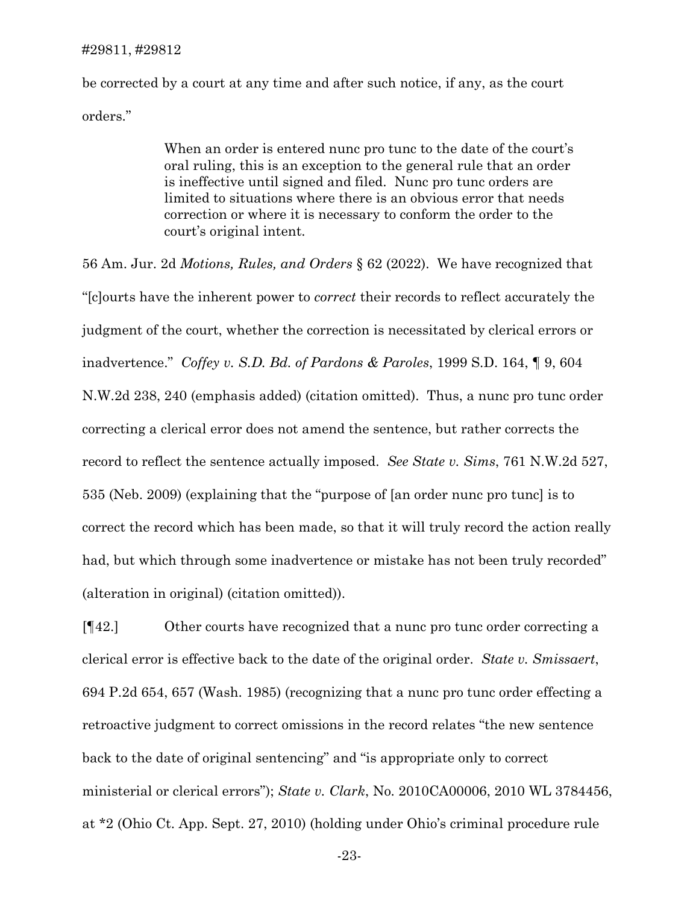be corrected by a court at any time and after such notice, if any, as the court orders."

> When an order is entered nunc pro tunc to the date of the court's oral ruling, this is an exception to the general rule that an order is ineffective until signed and filed. Nunc pro tunc orders are limited to situations where there is an obvious error that needs correction or where it is necessary to conform the order to the court's original intent.

56 Am. Jur. 2d *Motions, Rules, and Orders* § 62 (2022). We have recognized that "[c]ourts have the inherent power to *correct* their records to reflect accurately the judgment of the court, whether the correction is necessitated by clerical errors or inadvertence." *Coffey v. S.D. Bd. of Pardons & Paroles*, 1999 S.D. 164, ¶ 9, 604 N.W.2d 238, 240 (emphasis added) (citation omitted). Thus, a nunc pro tunc order correcting a clerical error does not amend the sentence, but rather corrects the record to reflect the sentence actually imposed. *See State v. Sims*, 761 N.W.2d 527, 535 (Neb. 2009) (explaining that the "purpose of [an order nunc pro tunc] is to correct the record which has been made, so that it will truly record the action really had, but which through some inadvertence or mistake has not been truly recorded" (alteration in original) (citation omitted)).

[¶42.] Other courts have recognized that a nunc pro tunc order correcting a clerical error is effective back to the date of the original order. *State v. Smissaert*, 694 P.2d 654, 657 (Wash. 1985) (recognizing that a nunc pro tunc order effecting a retroactive judgment to correct omissions in the record relates "the new sentence back to the date of original sentencing" and "is appropriate only to correct ministerial or clerical errors"); *State v. Clark*, No. 2010CA00006, 2010 WL 3784456, at *2 (Ohio Ct. App. Sept. 27, 2010) (holding under Ohio's criminal procedure rule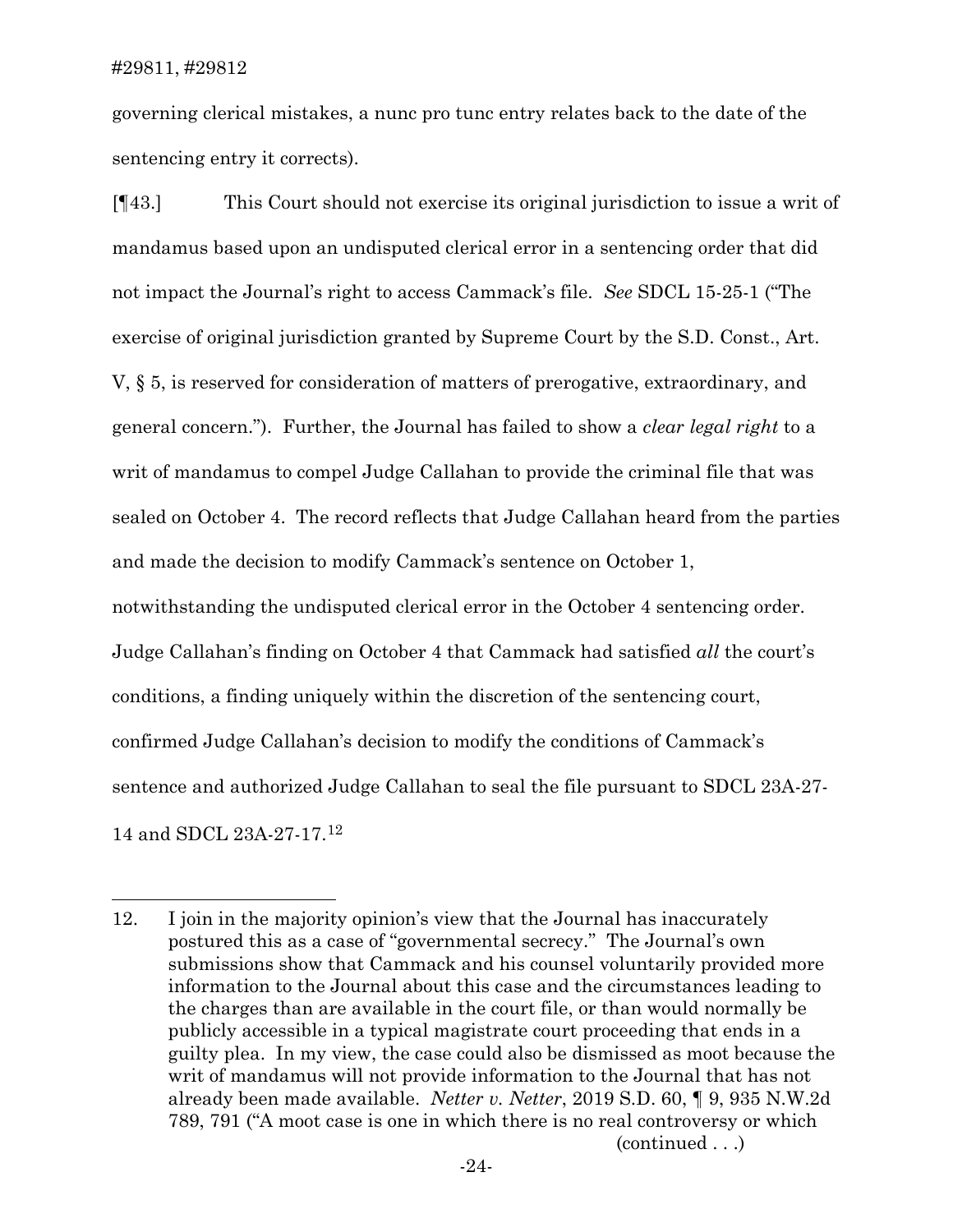governing clerical mistakes, a nunc pro tunc entry relates back to the date of the sentencing entry it corrects).

[¶43.] This Court should not exercise its original jurisdiction to issue a writ of mandamus based upon an undisputed clerical error in a sentencing order that did not impact the Journal's right to access Cammack's file. *See* SDCL 15-25-1 ("The exercise of original jurisdiction granted by Supreme Court by the S.D. Const., Art. V, § 5, is reserved for consideration of matters of prerogative, extraordinary, and general concern."). Further, the Journal has failed to show a *clear legal right* to a writ of mandamus to compel Judge Callahan to provide the criminal file that was sealed on October 4. The record reflects that Judge Callahan heard from the parties and made the decision to modify Cammack's sentence on October 1, notwithstanding the undisputed clerical error in the October 4 sentencing order. Judge Callahan's finding on October 4 that Cammack had satisfied *all* the court's conditions, a finding uniquely within the discretion of the sentencing court, confirmed Judge Callahan's decision to modify the conditions of Cammack's sentence and authorized Judge Callahan to seal the file pursuant to SDCL 23A-27-14 and SDCL 23A-27-17.[12]

---

12. I join in the majority opinion's view that the Journal has inaccurately postured this as a case of "governmental secrecy." The Journal's own submissions show that Cammack and his counsel voluntarily provided more information to the Journal about this case and the circumstances leading to the charges than are available in the court file, or than would normally be publicly accessible in a typical magistrate court proceeding that ends in a guilty plea. In my view, the case could also be dismissed as moot because the writ of mandamus will not provide information to the Journal that has not already been made available. *Netter v. Netter*, 2019 S.D. 60, ¶ 9, 935 N.W.2d 789, 791 ("A moot case is one in which there is no real controversy or which (continued . . .)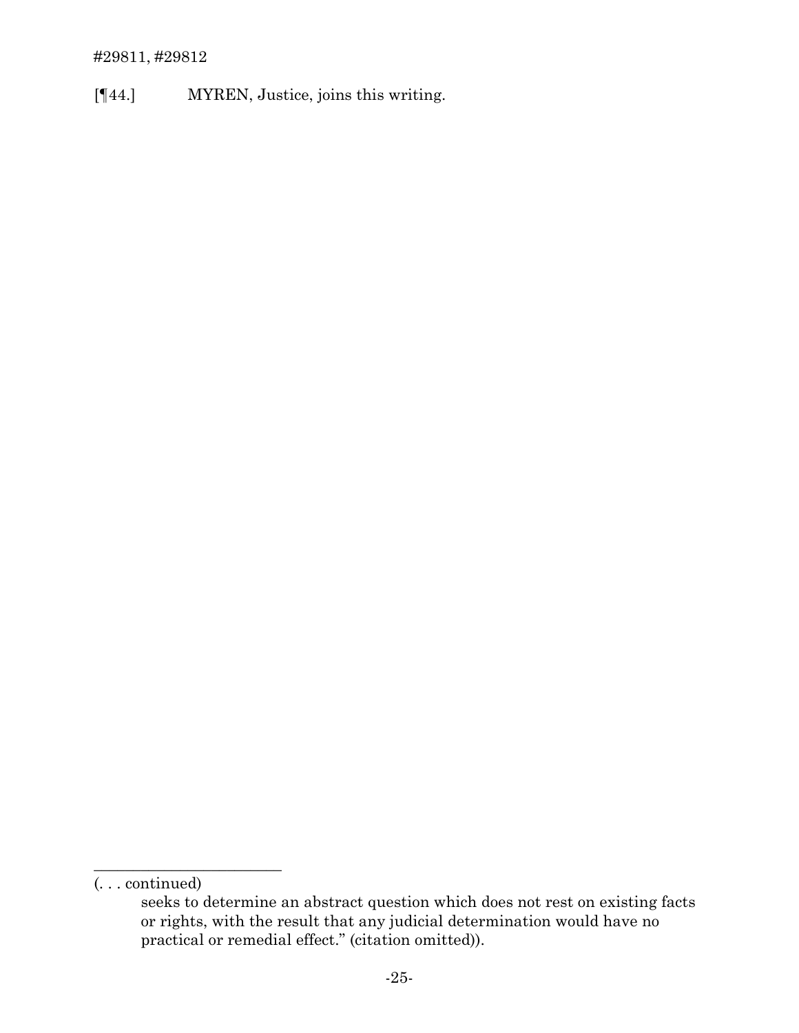[¶44.] MYREN, Justice, joins this writing.

---

(. . . continued)

seeks to determine an abstract question which does not rest on existing facts or rights, with the result that any judicial determination would have no practical or remedial effect." (citation omitted)).